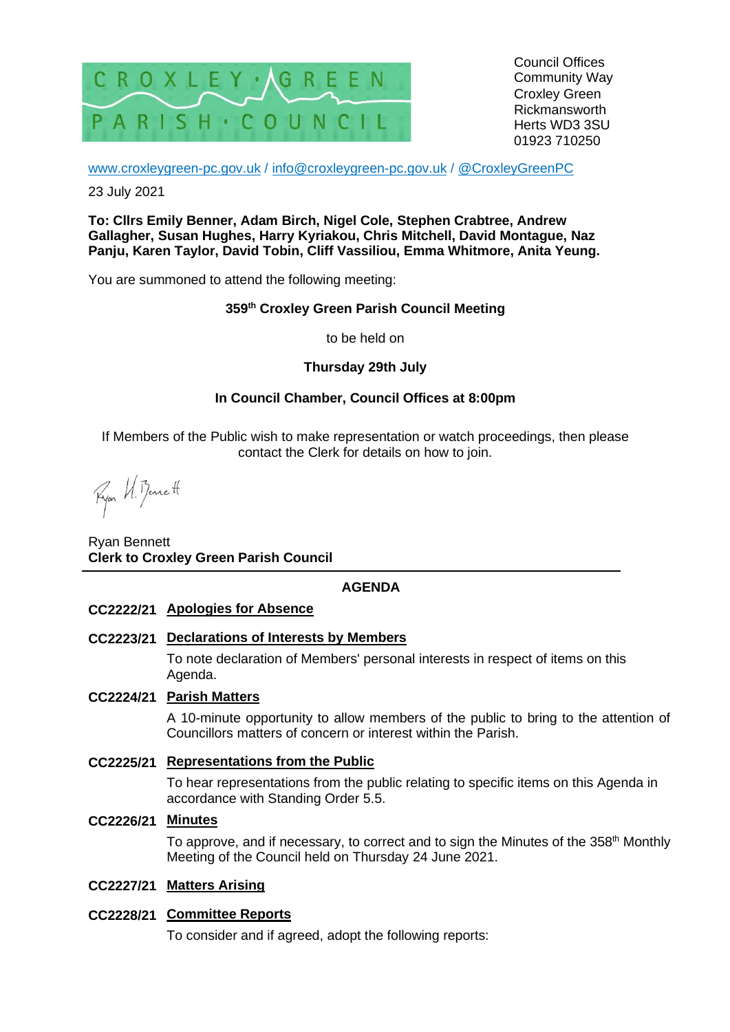CROXLEY · GREEN PARISH · COUNCIL

Council Offices
Community Way
Croxley Green
Rickmansworth
Herts WD3 3SU
01923 710250

www.croxleygreen-pc.gov.uk / info@croxleygreen-pc.gov.uk / @CroxleyGreenPC

23 July 2021

**To: Cllrs Emily Benner, Adam Birch, Nigel Cole, Stephen Crabtree, Andrew Gallagher, Susan Hughes, Harry Kyriakou, Chris Mitchell, David Montague, Naz Panju, Karen Taylor, David Tobin, Cliff Vassiliou, Emma Whitmore, Anita Yeung.**

You are summoned to attend the following meeting:

**359th Croxley Green Parish Council Meeting**

to be held on

**Thursday 29th July**

**In Council Chamber, Council Offices at 8:00pm**

If Members of the Public wish to make representation or watch proceedings, then please contact the Clerk for details on how to join.

Ryan H. Bennett

Ryan Bennett
**Clerk to Croxley Green Parish Council**

---

## AGENDA

**CC2222/21 Apologies for Absence**

**CC2223/21 Declarations of Interests by Members**

To note declaration of Members' personal interests in respect of items on this Agenda.

**CC2224/21 Parish Matters**

A 10-minute opportunity to allow members of the public to bring to the attention of Councillors matters of concern or interest within the Parish.

**CC2225/21 Representations from the Public**

To hear representations from the public relating to specific items on this Agenda in accordance with Standing Order 5.5.

**CC2226/21 Minutes**

To approve, and if necessary, to correct and to sign the Minutes of the 358th Monthly Meeting of the Council held on Thursday 24 June 2021.

**CC2227/21 Matters Arising**

**CC2228/21 Committee Reports**

To consider and if agreed, adopt the following reports: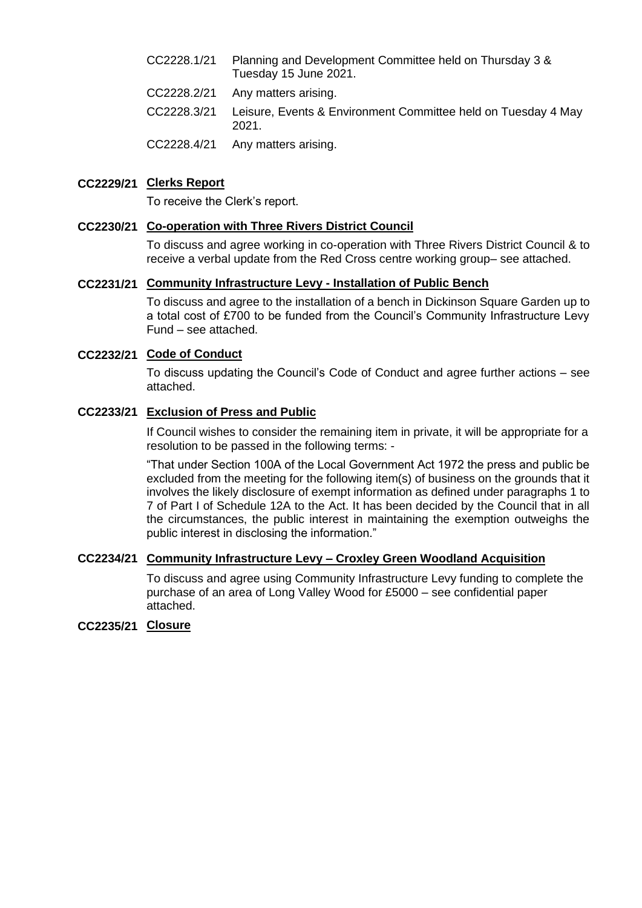CC2228.1/21 Planning and Development Committee held on Thursday 3 & Tuesday 15 June 2021.

CC2228.2/21 Any matters arising.

CC2228.3/21 Leisure, Events & Environment Committee held on Tuesday 4 May 2021.

CC2228.4/21 Any matters arising.

**CC2229/21** **Clerks Report**

To receive the Clerk's report.

**CC2230/21** **Co-operation with Three Rivers District Council**

To discuss and agree working in co-operation with Three Rivers District Council & to receive a verbal update from the Red Cross centre working group– see attached.

**CC2231/21** **Community Infrastructure Levy - Installation of Public Bench**

To discuss and agree to the installation of a bench in Dickinson Square Garden up to a total cost of £700 to be funded from the Council's Community Infrastructure Levy Fund – see attached.

**CC2232/21** **Code of Conduct**

To discuss updating the Council's Code of Conduct and agree further actions – see attached.

**CC2233/21** **Exclusion of Press and Public**

If Council wishes to consider the remaining item in private, it will be appropriate for a resolution to be passed in the following terms: -

"That under Section 100A of the Local Government Act 1972 the press and public be excluded from the meeting for the following item(s) of business on the grounds that it involves the likely disclosure of exempt information as defined under paragraphs 1 to 7 of Part I of Schedule 12A to the Act. It has been decided by the Council that in all the circumstances, the public interest in maintaining the exemption outweighs the public interest in disclosing the information."

**CC2234/21** **Community Infrastructure Levy – Croxley Green Woodland Acquisition**

To discuss and agree using Community Infrastructure Levy funding to complete the purchase of an area of Long Valley Wood for £5000 – see confidential paper attached.

**CC2235/21** **Closure**